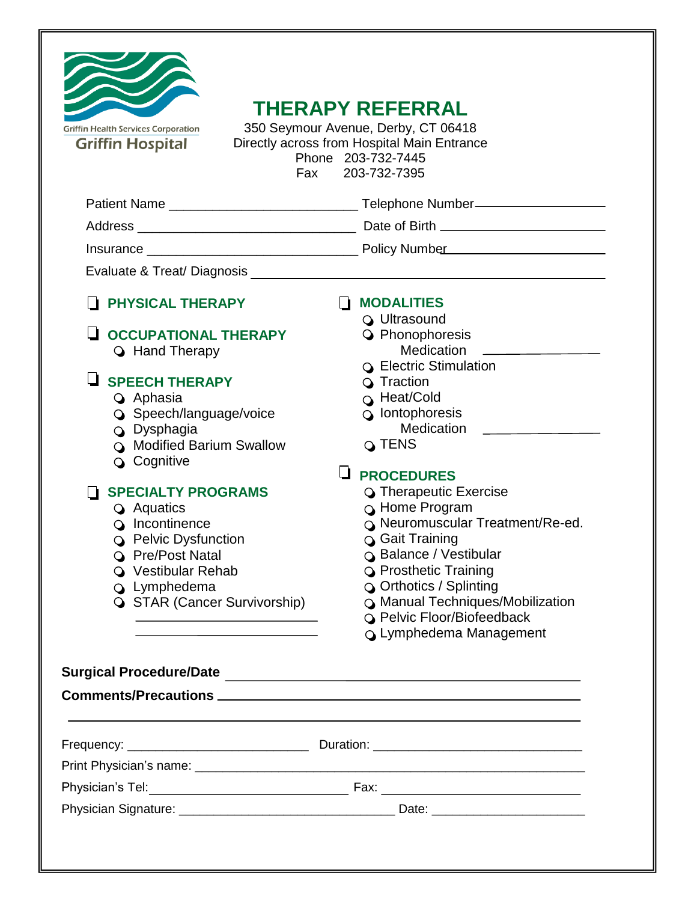Griffin Health Services Corporation
Griffin Hospital

# THERAPY REFERRAL

350 Seymour Avenue, Derby, CT 06418
Directly across from Hospital Main Entrance
Phone 203-732-7445
Fax 203-732-7395

Patient Name __________________________ Telephone Number ____________________

Address ______________________________ Date of Birth ______________________

Insurance _____________________________ Policy Number _____________________

Evaluate & Treat/ Diagnosis ________________________________________________

- [ ] **PHYSICAL THERAPY**

- [ ] **OCCUPATIONAL THERAPY**
  - Hand Therapy

- [ ] **SPEECH THERAPY**
  - Aphasia
  - Speech/language/voice
  - Dysphagia
  - Modified Barium Swallow
  - Cognitive

- [ ] **SPECIALTY PROGRAMS**
  - Aquatics
  - Incontinence
  - Pelvic Dysfunction
  - Pre/Post Natal
  - Vestibular Rehab
  - Lymphedema
  - STAR (Cancer Survivorship)
  - ________________________
  - ________________________

- [ ] **MODALITIES**
  - Ultrasound
  - Phonophoresis
    - Medication ________________
  - Electric Stimulation
  - Traction
  - Heat/Cold
  - Iontophoresis
    - Medication ________________
  - TENS

- [ ] **PROCEDURES**
  - Therapeutic Exercise
  - Home Program
  - Neuromuscular Treatment/Re-ed.
  - Gait Training
  - Balance / Vestibular
  - Prosthetic Training
  - Orthotics / Splinting
  - Manual Techniques/Mobilization
  - Pelvic Floor/Biofeedback
  - Lymphedema Management

**Surgical Procedure/Date** ________________________________________________

**Comments/Precautions** __________________________________________________

______________________________________________________________________

Frequency: __________________________ Duration: ____________________________

Print Physician's name: ____________________________________________________

Physician's Tel: ____________________________ Fax: ____________________________

Physician Signature: _______________________________ Date: _____________________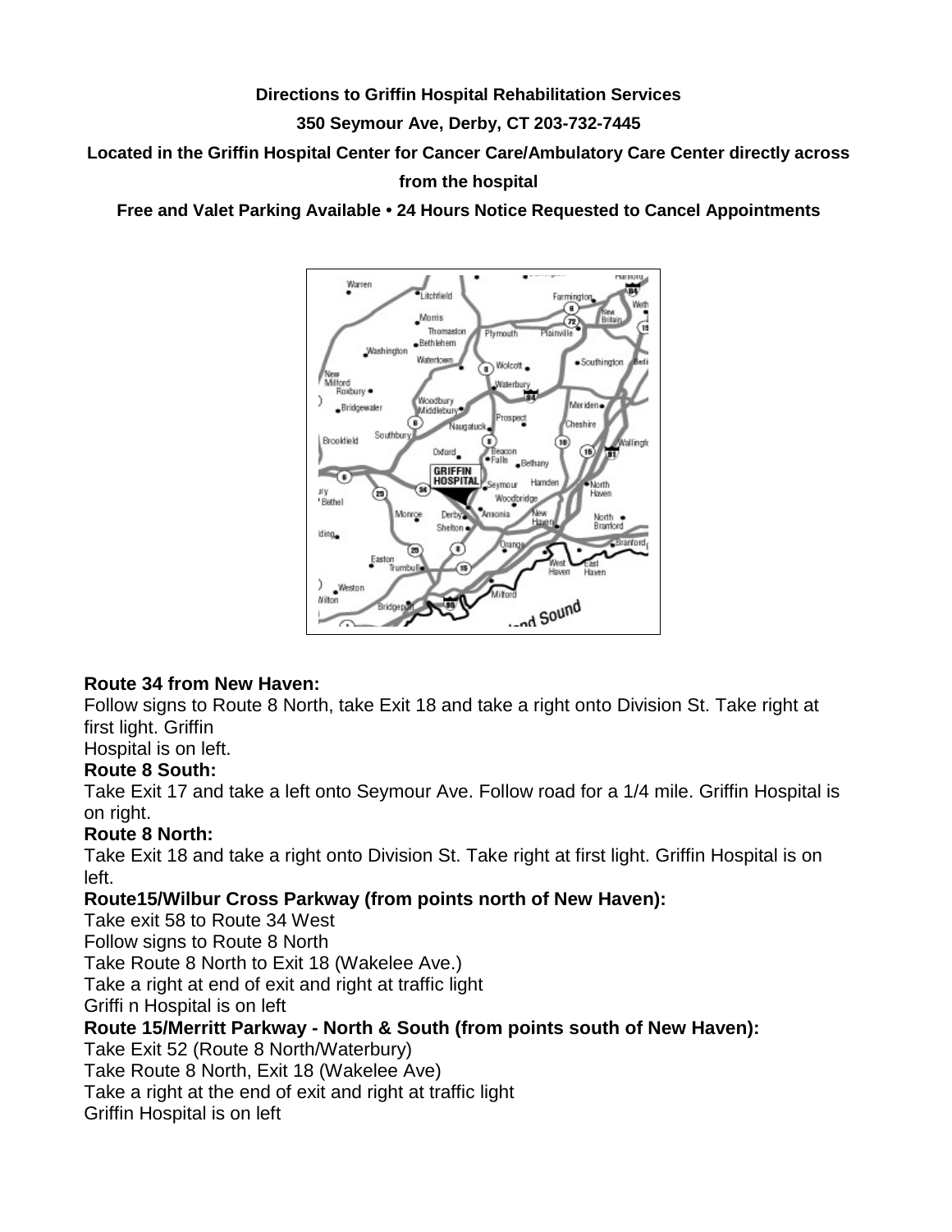**Directions to Griffin Hospital Rehabilitation Services**

**350 Seymour Ave, Derby, CT 203-732-7445**

**Located in the Griffin Hospital Center for Cancer Care/Ambulatory Care Center directly across from the hospital**

**Free and Valet Parking Available • 24 Hours Notice Requested to Cancel Appointments**

**Route 34 from New Haven:**

Follow signs to Route 8 North, take Exit 18 and take a right onto Division St. Take right at first light. Griffin
Hospital is on left.

**Route 8 South:**

Take Exit 17 and take a left onto Seymour Ave. Follow road for a 1/4 mile. Griffin Hospital is on right.

**Route 8 North:**

Take Exit 18 and take a right onto Division St. Take right at first light. Griffin Hospital is on left.

**Route15/Wilbur Cross Parkway (from points north of New Haven):**

Take exit 58 to Route 34 West
Follow signs to Route 8 North
Take Route 8 North to Exit 18 (Wakelee Ave.)
Take a right at end of exit and right at traffic light
Griffi n Hospital is on left

**Route 15/Merritt Parkway - North & South (from points south of New Haven):**

Take Exit 52 (Route 8 North/Waterbury)
Take Route 8 North, Exit 18 (Wakelee Ave)
Take a right at the end of exit and right at traffic light
Griffin Hospital is on left